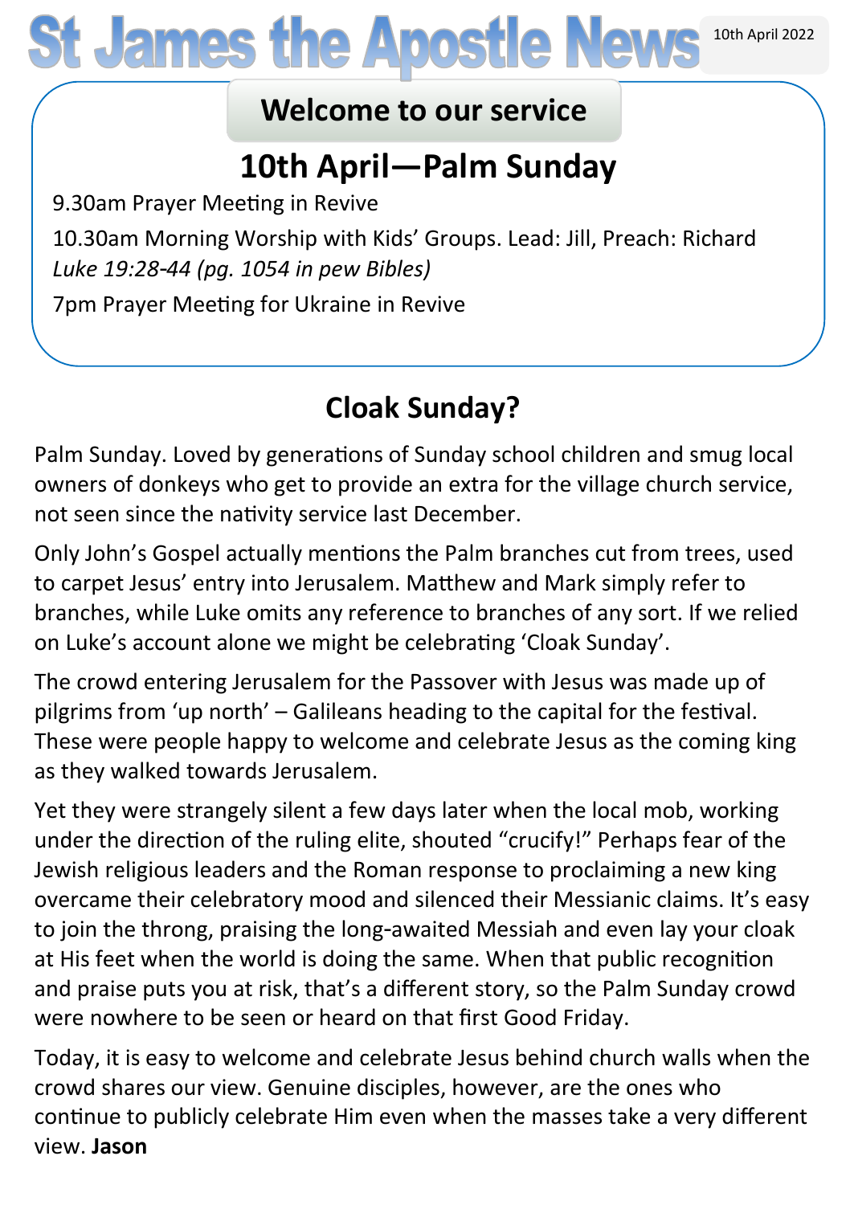# St James the Apostle News

10th April 2022

## Welcome to our service

## 10th April—Palm Sunday

9.30am Prayer Meeting in Revive

10.30am Morning Worship with Kids' Groups. Lead: Jill, Preach: Richard
*Luke 19:28-44 (pg. 1054 in pew Bibles)*

7pm Prayer Meeting for Ukraine in Revive

## Cloak Sunday?

Palm Sunday. Loved by generations of Sunday school children and smug local owners of donkeys who get to provide an extra for the village church service, not seen since the nativity service last December.

Only John's Gospel actually mentions the Palm branches cut from trees, used to carpet Jesus' entry into Jerusalem. Matthew and Mark simply refer to branches, while Luke omits any reference to branches of any sort. If we relied on Luke's account alone we might be celebrating 'Cloak Sunday'.

The crowd entering Jerusalem for the Passover with Jesus was made up of pilgrims from 'up north' – Galileans heading to the capital for the festival. These were people happy to welcome and celebrate Jesus as the coming king as they walked towards Jerusalem.

Yet they were strangely silent a few days later when the local mob, working under the direction of the ruling elite, shouted "crucify!" Perhaps fear of the Jewish religious leaders and the Roman response to proclaiming a new king overcame their celebratory mood and silenced their Messianic claims. It's easy to join the throng, praising the long-awaited Messiah and even lay your cloak at His feet when the world is doing the same. When that public recognition and praise puts you at risk, that's a different story, so the Palm Sunday crowd were nowhere to be seen or heard on that first Good Friday.

Today, it is easy to welcome and celebrate Jesus behind church walls when the crowd shares our view. Genuine disciples, however, are the ones who continue to publicly celebrate Him even when the masses take a very different view. **Jason**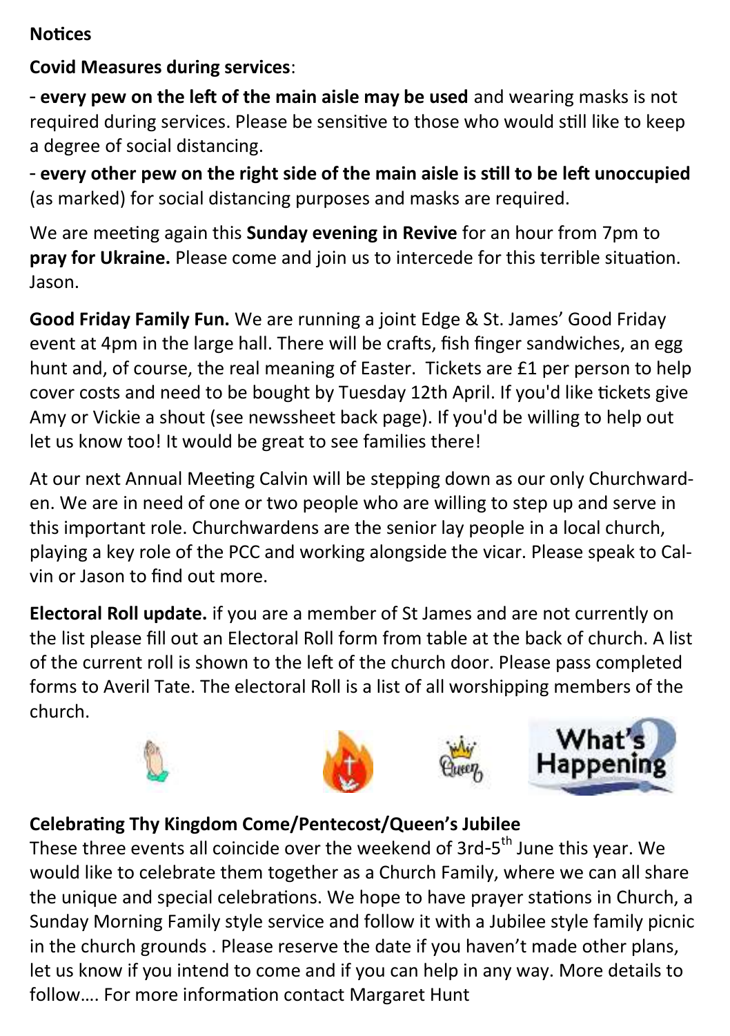**Notices**

**Covid Measures during services**:

- **every pew on the left of the main aisle may be used** and wearing masks is not required during services. Please be sensitive to those who would still like to keep a degree of social distancing.

- **every other pew on the right side of the main aisle is still to be left unoccupied** (as marked) for social distancing purposes and masks are required.

We are meeting again this **Sunday evening in Revive** for an hour from 7pm to **pray for Ukraine.** Please come and join us to intercede for this terrible situation. Jason.

**Good Friday Family Fun.** We are running a joint Edge & St. James' Good Friday event at 4pm in the large hall. There will be crafts, fish finger sandwiches, an egg hunt and, of course, the real meaning of Easter. Tickets are £1 per person to help cover costs and need to be bought by Tuesday 12th April. If you'd like tickets give Amy or Vickie a shout (see newssheet back page). If you'd be willing to help out let us know too! It would be great to see families there!

At our next Annual Meeting Calvin will be stepping down as our only Churchwarden. We are in need of one or two people who are willing to step up and serve in this important role. Churchwardens are the senior lay people in a local church, playing a key role of the PCC and working alongside the vicar. Please speak to Calvin or Jason to find out more.

**Electoral Roll update.** if you are a member of St James and are not currently on the list please fill out an Electoral Roll form from table at the back of church. A list of the current roll is shown to the left of the church door. Please pass completed forms to Averil Tate. The electoral Roll is a list of all worshipping members of the church.

What's Happening

**Celebrating Thy Kingdom Come/Pentecost/Queen's Jubilee**

These three events all coincide over the weekend of 3rd-5th June this year. We would like to celebrate them together as a Church Family, where we can all share the unique and special celebrations. We hope to have prayer stations in Church, a Sunday Morning Family style service and follow it with a Jubilee style family picnic in the church grounds . Please reserve the date if you haven't made other plans, let us know if you intend to come and if you can help in any way. More details to follow…. For more information contact Margaret Hunt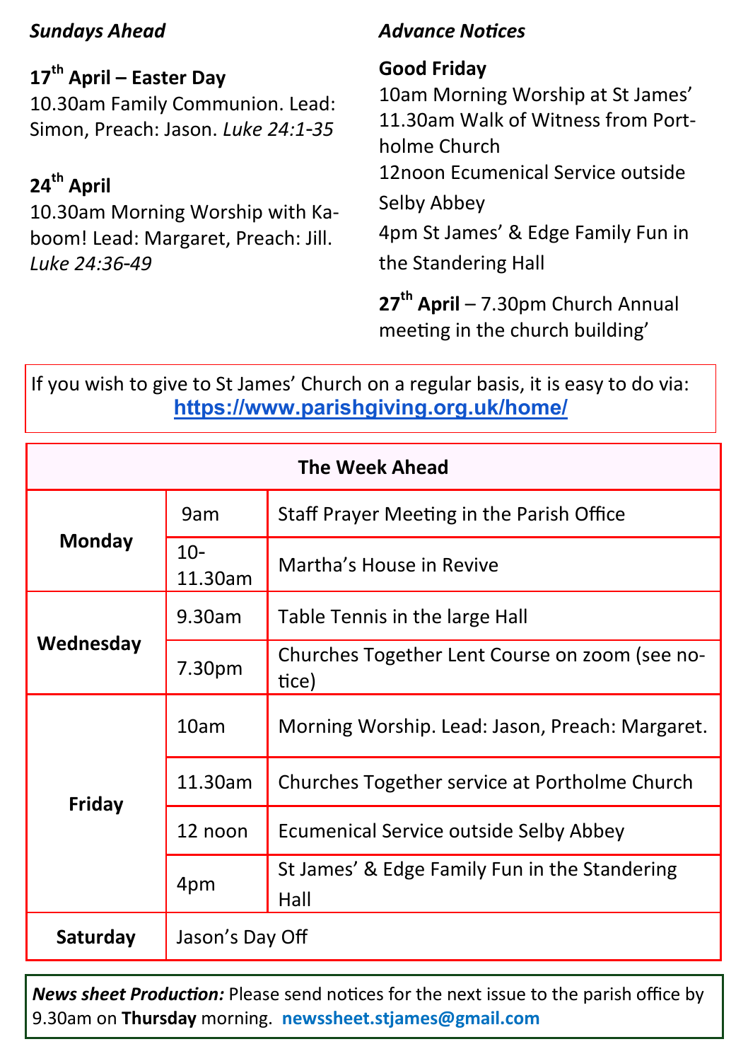## *Sundays Ahead*

**17th April – Easter Day**
10.30am Family Communion. Lead: Simon, Preach: Jason. *Luke 24:1-35*

**24th April**
10.30am Morning Worship with Kaboom! Lead: Margaret, Preach: Jill. *Luke 24:36-49*

## *Advance Notices*

**Good Friday**
10am Morning Worship at St James'
11.30am Walk of Witness from Portholme Church
12noon Ecumenical Service outside Selby Abbey
4pm St James' & Edge Family Fun in the Standering Hall

**27th April** – 7.30pm Church Annual meeting in the church building'

If you wish to give to St James' Church on a regular basis, it is easy to do via: **https://www.parishgiving.org.uk/home/**

| The Week Ahead | | |
|---|---|---|
| **Monday** | 9am | Staff Prayer Meeting in the Parish Office |
| | 10-11.30am | Martha's House in Revive |
| **Wednesday** | 9.30am | Table Tennis in the large Hall |
| | 7.30pm | Churches Together Lent Course on zoom (see notice) |
| **Friday** | 10am | Morning Worship. Lead: Jason, Preach: Margaret. |
| | 11.30am | Churches Together service at Portholme Church |
| | 12 noon | Ecumenical Service outside Selby Abbey |
| | 4pm | St James' & Edge Family Fun in the Standering Hall |
| **Saturday** | Jason's Day Off | |

***News sheet Production:*** Please send notices for the next issue to the parish office by 9.30am on **Thursday** morning. **newssheet.stjames@gmail.com**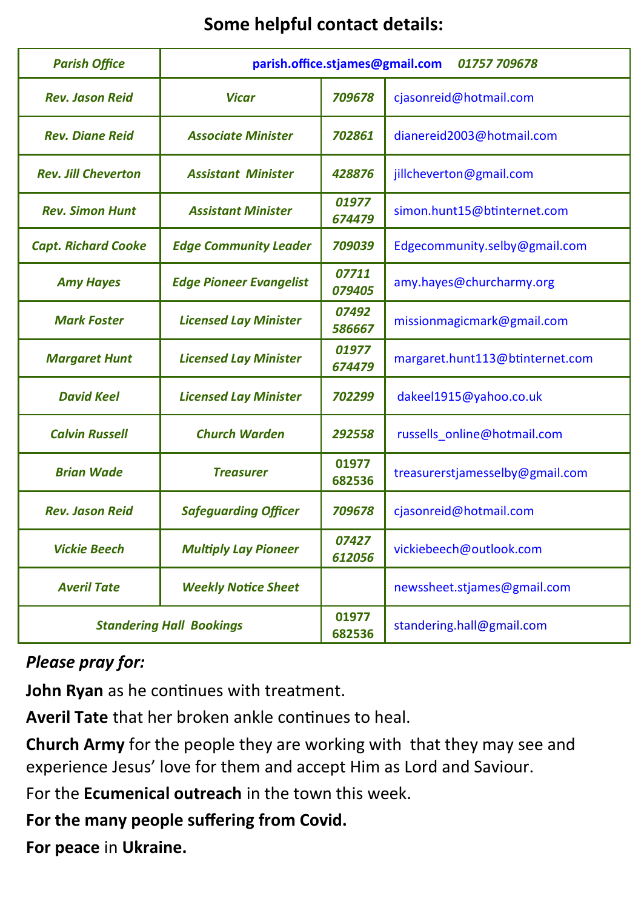## Some helpful contact details:

| | | | |
|---|---|---|---|
| *Parish Office* | **parish.office.stjames@gmail.com** *01757 709678* | | |
| *Rev. Jason Reid* | *Vicar* | *709678* | cjasonreid@hotmail.com |
| *Rev. Diane Reid* | *Associate Minister* | *702861* | dianereid2003@hotmail.com |
| *Rev. Jill Cheverton* | *Assistant Minister* | *428876* | jillcheverton@gmail.com |
| *Rev. Simon Hunt* | *Assistant Minister* | *01977 674479* | simon.hunt15@btinternet.com |
| *Capt. Richard Cooke* | *Edge Community Leader* | *709039* | Edgecommunity.selby@gmail.com |
| *Amy Hayes* | *Edge Pioneer Evangelist* | *07711 079405* | amy.hayes@churcharmy.org |
| *Mark Foster* | *Licensed Lay Minister* | *07492 586667* | missionmagicmark@gmail.com |
| *Margaret Hunt* | *Licensed Lay Minister* | *01977 674479* | margaret.hunt113@btinternet.com |
| *David Keel* | *Licensed Lay Minister* | *702299* | dakeel1915@yahoo.co.uk |
| *Calvin Russell* | *Church Warden* | *292558* | russells_online@hotmail.com |
| *Brian Wade* | *Treasurer* | 01977 682536 | treasurerstjamesselby@gmail.com |
| *Rev. Jason Reid* | *Safeguarding Officer* | *709678* | cjasonreid@hotmail.com |
| *Vickie Beech* | *Multiply Lay Pioneer* | *07427 612056* | vickiebeech@outlook.com |
| *Averil Tate* | *Weekly Notice Sheet* | | newssheet.stjames@gmail.com |
| *Standering Hall Bookings* | | 01977 682536 | standering.hall@gmail.com |

***Please pray for:***

**John Ryan** as he continues with treatment.

**Averil Tate** that her broken ankle continues to heal.

**Church Army** for the people they are working with that they may see and experience Jesus' love for them and accept Him as Lord and Saviour.

For the **Ecumenical outreach** in the town this week.

**For the many people suffering from Covid.**

**For peace** in **Ukraine.**